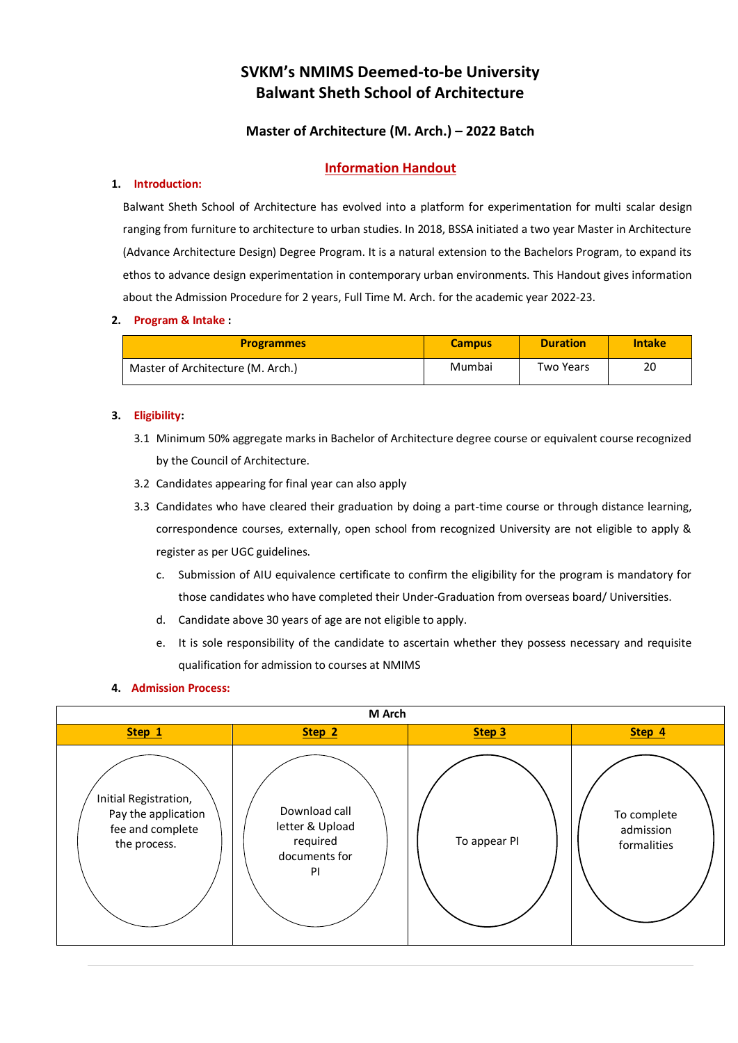# SVKM's NMIMS Deemed-to-be University
# Balwant Sheth School of Architecture

## Master of Architecture (M. Arch.) – 2022 Batch

## Information Handout

**1. Introduction:**

Balwant Sheth School of Architecture has evolved into a platform for experimentation for multi scalar design ranging from furniture to architecture to urban studies. In 2018, BSSA initiated a two year Master in Architecture (Advance Architecture Design) Degree Program. It is a natural extension to the Bachelors Program, to expand its ethos to advance design experimentation in contemporary urban environments. This Handout gives information about the Admission Procedure for 2 years, Full Time M. Arch. for the academic year 2022-23.

**2. Program & Intake :**

| Programmes | Campus | Duration | Intake |
|---|---|---|---|
| Master of Architecture (M. Arch.) | Mumbai | Two Years | 20 |

**3. Eligibility:**

3.1 Minimum 50% aggregate marks in Bachelor of Architecture degree course or equivalent course recognized by the Council of Architecture.

3.2 Candidates appearing for final year can also apply

3.3 Candidates who have cleared their graduation by doing a part-time course or through distance learning, correspondence courses, externally, open school from recognized University are not eligible to apply & register as per UGC guidelines.

c. Submission of AIU equivalence certificate to confirm the eligibility for the program is mandatory for those candidates who have completed their Under-Graduation from overseas board/ Universities.

d. Candidate above 30 years of age are not eligible to apply.

e. It is sole responsibility of the candidate to ascertain whether they possess necessary and requisite qualification for admission to courses at NMIMS

**4. Admission Process:**

| M Arch | | | |
|---|---|---|---|
| **Step 1** | **Step 2** | **Step 3** | **Step 4** |
| Initial Registration, Pay the application fee and complete the process. | Download call letter & Upload required documents for PI | To appear PI | To complete admission formalities |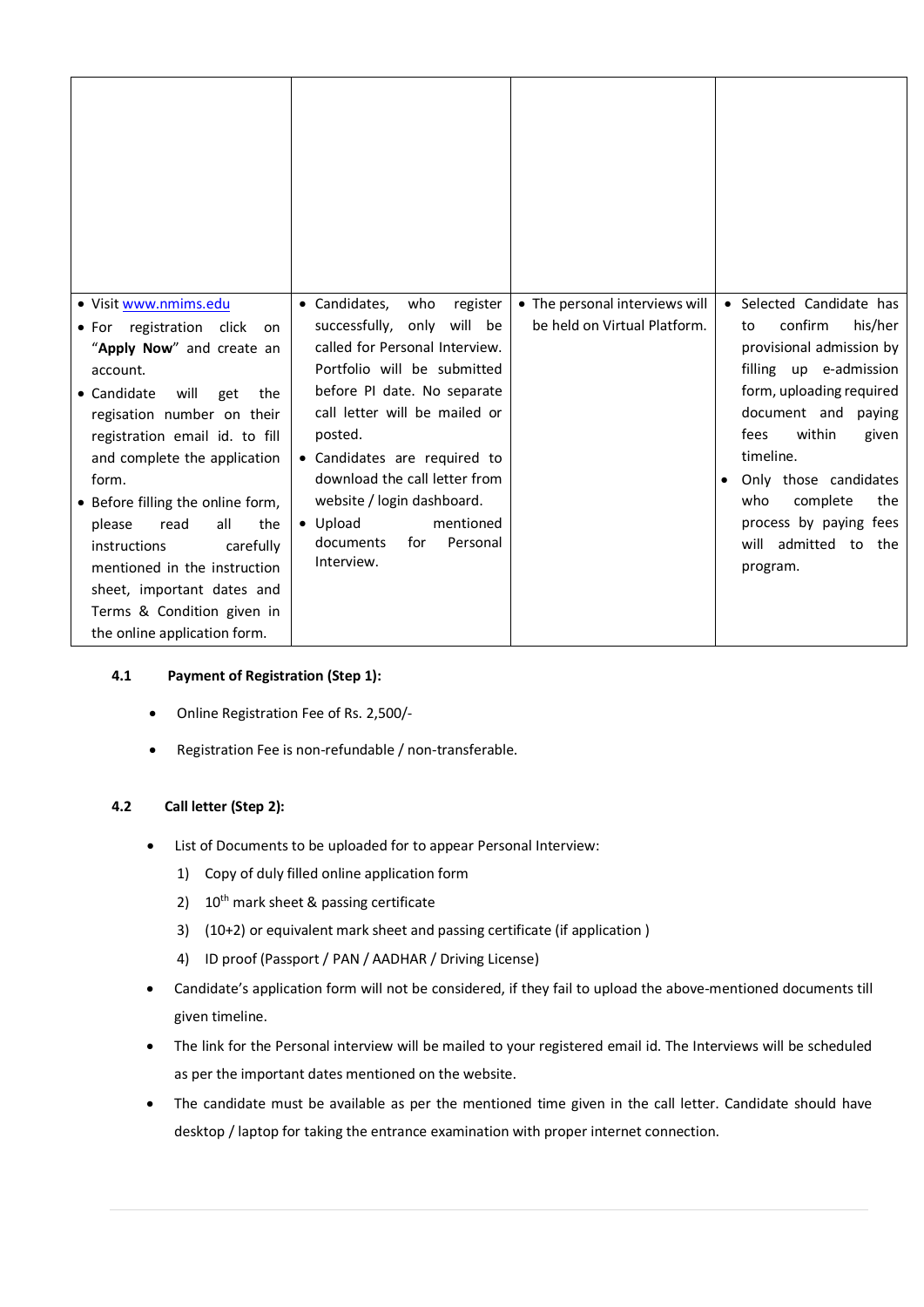| | | | |
|---|---|---|---|
| | | | |
| • Visit www.nmims.edu<br>• For registration click on "**Apply Now**" and create an account.<br>• Candidate will get the regisation number on their registration email id. to fill and complete the application form.<br>• Before filling the online form, please read all the instructions carefully mentioned in the instruction sheet, important dates and Terms & Condition given in the online application form. | • Candidates, who register successfully, only will be called for Personal Interview. Portfolio will be submitted before PI date. No separate call letter will be mailed or posted.<br>• Candidates are required to download the call letter from website / login dashboard.<br>• Upload mentioned documents for Personal Interview. | • The personal interviews will be held on Virtual Platform. | • Selected Candidate has to confirm his/her provisional admission by filling up e-admission form, uploading required document and paying fees within given timeline.<br>• Only those candidates who complete the process by paying fees will admitted to the program. |

**4.1 Payment of Registration (Step 1):**

- Online Registration Fee of Rs. 2,500/-
- Registration Fee is non-refundable / non-transferable.

**4.2 Call letter (Step 2):**

- List of Documents to be uploaded for to appear Personal Interview:
  1) Copy of duly filled online application form
  2) 10th mark sheet & passing certificate
  3) (10+2) or equivalent mark sheet and passing certificate (if application )
  4) ID proof (Passport / PAN / AADHAR / Driving License)
- Candidate's application form will not be considered, if they fail to upload the above-mentioned documents till given timeline.
- The link for the Personal interview will be mailed to your registered email id. The Interviews will be scheduled as per the important dates mentioned on the website.
- The candidate must be available as per the mentioned time given in the call letter. Candidate should have desktop / laptop for taking the entrance examination with proper internet connection.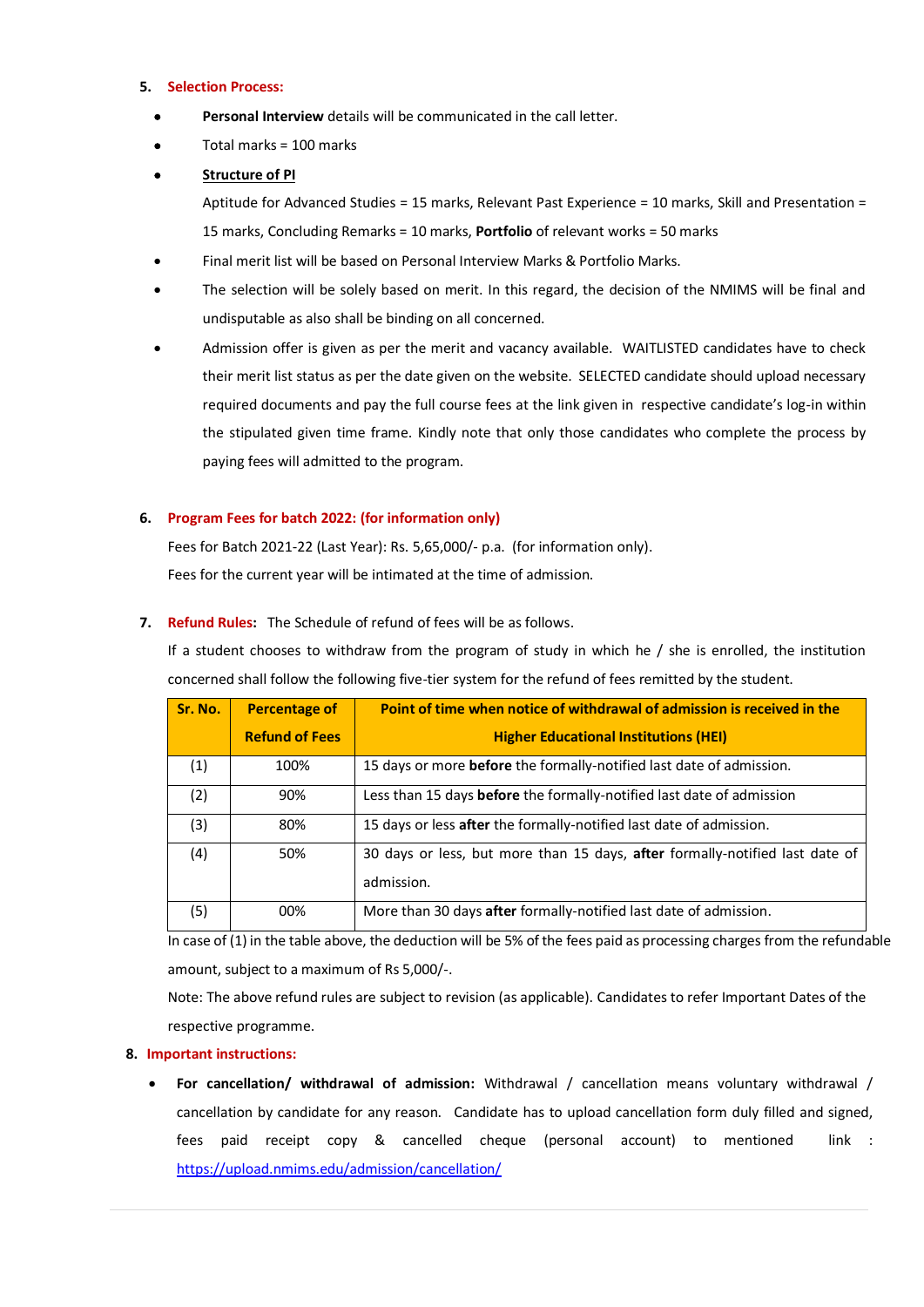5. **Selection Process:**

- **Personal Interview** details will be communicated in the call letter.
- Total marks = 100 marks
- **Structure of PI**

  Aptitude for Advanced Studies = 15 marks, Relevant Past Experience = 10 marks, Skill and Presentation = 15 marks, Concluding Remarks = 10 marks, **Portfolio** of relevant works = 50 marks
- Final merit list will be based on Personal Interview Marks & Portfolio Marks.
- The selection will be solely based on merit. In this regard, the decision of the NMIMS will be final and undisputable as also shall be binding on all concerned.
- Admission offer is given as per the merit and vacancy available. WAITLISTED candidates have to check their merit list status as per the date given on the website. SELECTED candidate should upload necessary required documents and pay the full course fees at the link given in respective candidate's log-in within the stipulated given time frame. Kindly note that only those candidates who complete the process by paying fees will admitted to the program.

6. **Program Fees for batch 2022: (for information only)**

Fees for Batch 2021-22 (Last Year): Rs. 5,65,000/- p.a. (for information only).

Fees for the current year will be intimated at the time of admission.

7. **Refund Rules:** The Schedule of refund of fees will be as follows.

If a student chooses to withdraw from the program of study in which he / she is enrolled, the institution concerned shall follow the following five-tier system for the refund of fees remitted by the student.

| Sr. No. | Percentage of Refund of Fees | Point of time when notice of withdrawal of admission is received in the Higher Educational Institutions (HEI) |
|---|---|---|
| (1) | 100% | 15 days or more **before** the formally-notified last date of admission. |
| (2) | 90% | Less than 15 days **before** the formally-notified last date of admission |
| (3) | 80% | 15 days or less **after** the formally-notified last date of admission. |
| (4) | 50% | 30 days or less, but more than 15 days, **after** formally-notified last date of admission. |
| (5) | 00% | More than 30 days **after** formally-notified last date of admission. |

In case of (1) in the table above, the deduction will be 5% of the fees paid as processing charges from the refundable amount, subject to a maximum of Rs 5,000/-.

Note: The above refund rules are subject to revision (as applicable). Candidates to refer Important Dates of the respective programme.

8. **Important instructions:**

- **For cancellation/ withdrawal of admission:** Withdrawal / cancellation means voluntary withdrawal / cancellation by candidate for any reason. Candidate has to upload cancellation form duly filled and signed, fees paid receipt copy & cancelled cheque (personal account) to mentioned link : https://upload.nmims.edu/admission/cancellation/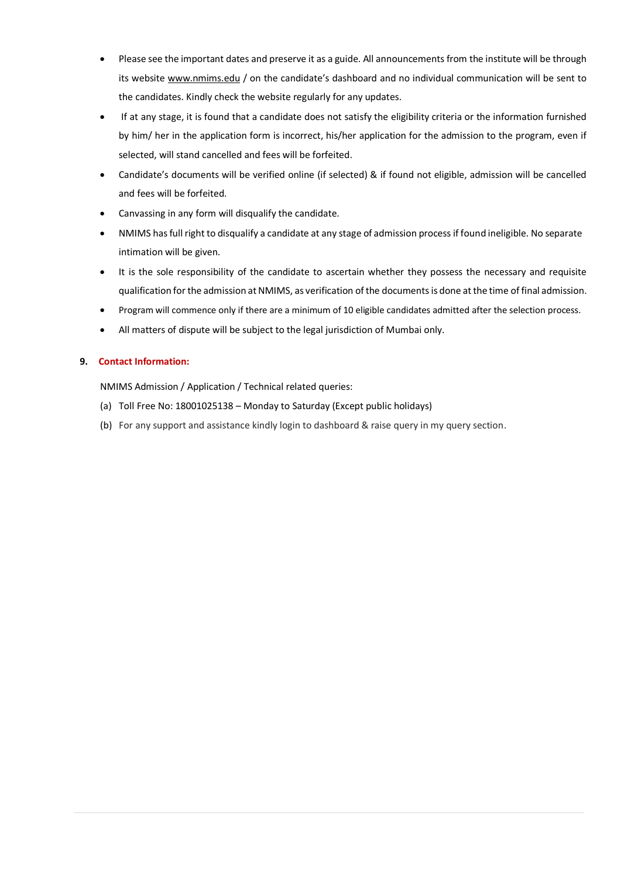- Please see the important dates and preserve it as a guide. All announcements from the institute will be through its website www.nmims.edu / on the candidate's dashboard and no individual communication will be sent to the candidates. Kindly check the website regularly for any updates.
- If at any stage, it is found that a candidate does not satisfy the eligibility criteria or the information furnished by him/ her in the application form is incorrect, his/her application for the admission to the program, even if selected, will stand cancelled and fees will be forfeited.
- Candidate's documents will be verified online (if selected) & if found not eligible, admission will be cancelled and fees will be forfeited.
- Canvassing in any form will disqualify the candidate.
- NMIMS has full right to disqualify a candidate at any stage of admission process if found ineligible. No separate intimation will be given.
- It is the sole responsibility of the candidate to ascertain whether they possess the necessary and requisite qualification for the admission at NMIMS, as verification of the documents is done at the time of final admission.
- Program will commence only if there are a minimum of 10 eligible candidates admitted after the selection process.
- All matters of dispute will be subject to the legal jurisdiction of Mumbai only.

## 9. Contact Information:

NMIMS Admission / Application / Technical related queries:

(a) Toll Free No: 18001025138 – Monday to Saturday (Except public holidays)

(b) For any support and assistance kindly login to dashboard & raise query in my query section.